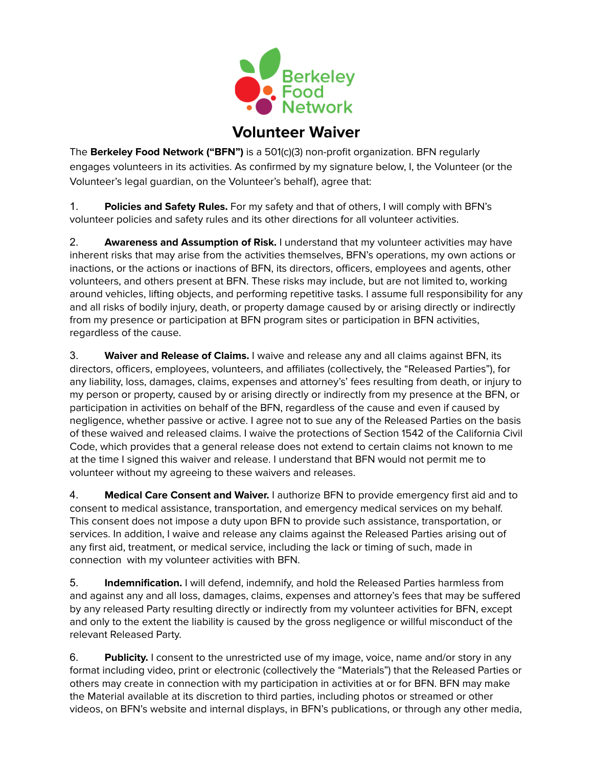Berkeley Food Network

# Volunteer Waiver

The **Berkeley Food Network ("BFN")** is a 501(c)(3) non-profit organization. BFN regularly engages volunteers in its activities. As confirmed by my signature below, I, the Volunteer (or the Volunteer's legal guardian, on the Volunteer's behalf), agree that:

1. **Policies and Safety Rules.** For my safety and that of others, I will comply with BFN's volunteer policies and safety rules and its other directions for all volunteer activities.

2. **Awareness and Assumption of Risk.** I understand that my volunteer activities may have inherent risks that may arise from the activities themselves, BFN's operations, my own actions or inactions, or the actions or inactions of BFN, its directors, officers, employees and agents, other volunteers, and others present at BFN. These risks may include, but are not limited to, working around vehicles, lifting objects, and performing repetitive tasks. I assume full responsibility for any and all risks of bodily injury, death, or property damage caused by or arising directly or indirectly from my presence or participation at BFN program sites or participation in BFN activities, regardless of the cause.

3. **Waiver and Release of Claims.** I waive and release any and all claims against BFN, its directors, officers, employees, volunteers, and affiliates (collectively, the "Released Parties"), for any liability, loss, damages, claims, expenses and attorney's' fees resulting from death, or injury to my person or property, caused by or arising directly or indirectly from my presence at the BFN, or participation in activities on behalf of the BFN, regardless of the cause and even if caused by negligence, whether passive or active. I agree not to sue any of the Released Parties on the basis of these waived and released claims. I waive the protections of Section 1542 of the California Civil Code, which provides that a general release does not extend to certain claims not known to me at the time I signed this waiver and release. I understand that BFN would not permit me to volunteer without my agreeing to these waivers and releases.

4. **Medical Care Consent and Waiver.** I authorize BFN to provide emergency first aid and to consent to medical assistance, transportation, and emergency medical services on my behalf. This consent does not impose a duty upon BFN to provide such assistance, transportation, or services. In addition, I waive and release any claims against the Released Parties arising out of any first aid, treatment, or medical service, including the lack or timing of such, made in connection with my volunteer activities with BFN.

5. **Indemnification.** I will defend, indemnify, and hold the Released Parties harmless from and against any and all loss, damages, claims, expenses and attorney's fees that may be suffered by any released Party resulting directly or indirectly from my volunteer activities for BFN, except and only to the extent the liability is caused by the gross negligence or willful misconduct of the relevant Released Party.

6. **Publicity.** I consent to the unrestricted use of my image, voice, name and/or story in any format including video, print or electronic (collectively the "Materials") that the Released Parties or others may create in connection with my participation in activities at or for BFN. BFN may make the Material available at its discretion to third parties, including photos or streamed or other videos, on BFN's website and internal displays, in BFN's publications, or through any other media,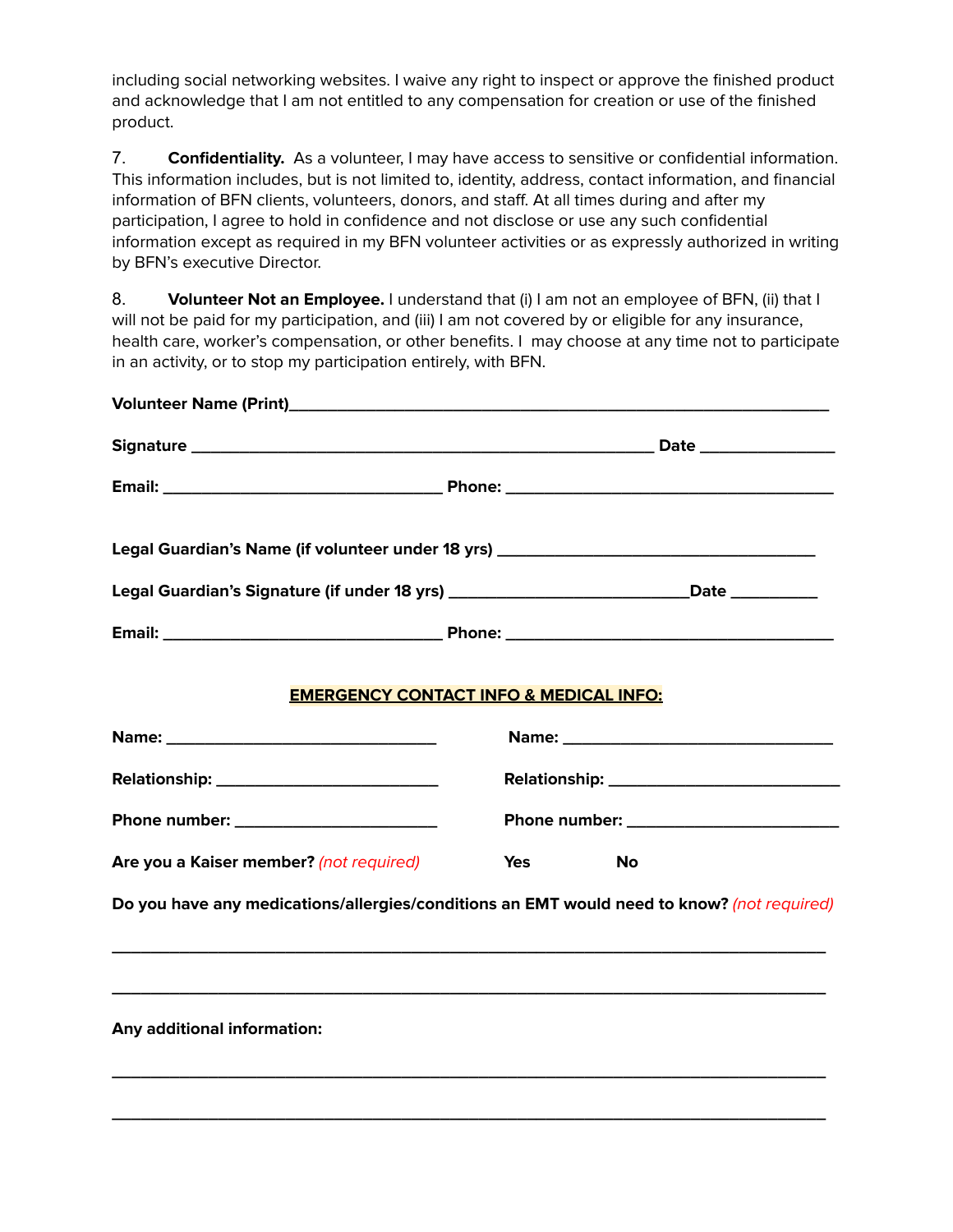including social networking websites. I waive any right to inspect or approve the finished product and acknowledge that I am not entitled to any compensation for creation or use of the finished product.

7. **Confidentiality.** As a volunteer, I may have access to sensitive or confidential information. This information includes, but is not limited to, identity, address, contact information, and financial information of BFN clients, volunteers, donors, and staff. At all times during and after my participation, I agree to hold in confidence and not disclose or use any such confidential information except as required in my BFN volunteer activities or as expressly authorized in writing by BFN's executive Director.

8. **Volunteer Not an Employee.** I understand that (i) I am not an employee of BFN, (ii) that I will not be paid for my participation, and (iii) I am not covered by or eligible for any insurance, health care, worker's compensation, or other benefits. I may choose at any time not to participate in an activity, or to stop my participation entirely, with BFN.

**Volunteer Name (Print)**______________________________________________________________

**Signature** ____________________________________________________ **Date** _______________

**Email:** ________________________________ **Phone:** _____________________________________

**Legal Guardian's Name (if volunteer under 18 yrs)** ____________________________________

**Legal Guardian's Signature (if under 18 yrs)** ___________________________**Date** __________

**Email:** ________________________________ **Phone:** _____________________________________

## EMERGENCY CONTACT INFO & MEDICAL INFO:

**Name:** _______________________________ **Name:** _______________________________

**Relationship:** _________________________ **Relationship:** __________________________

**Phone number:** _______________________ **Phone number:** ________________________

**Are you a Kaiser member?** *(not required)* **Yes** **No**

**Do you have any medications/allergies/conditions an EMT would need to know?** *(not required)*

_______________________________________________________________________________

_______________________________________________________________________________

**Any additional information:**

_______________________________________________________________________________

_______________________________________________________________________________